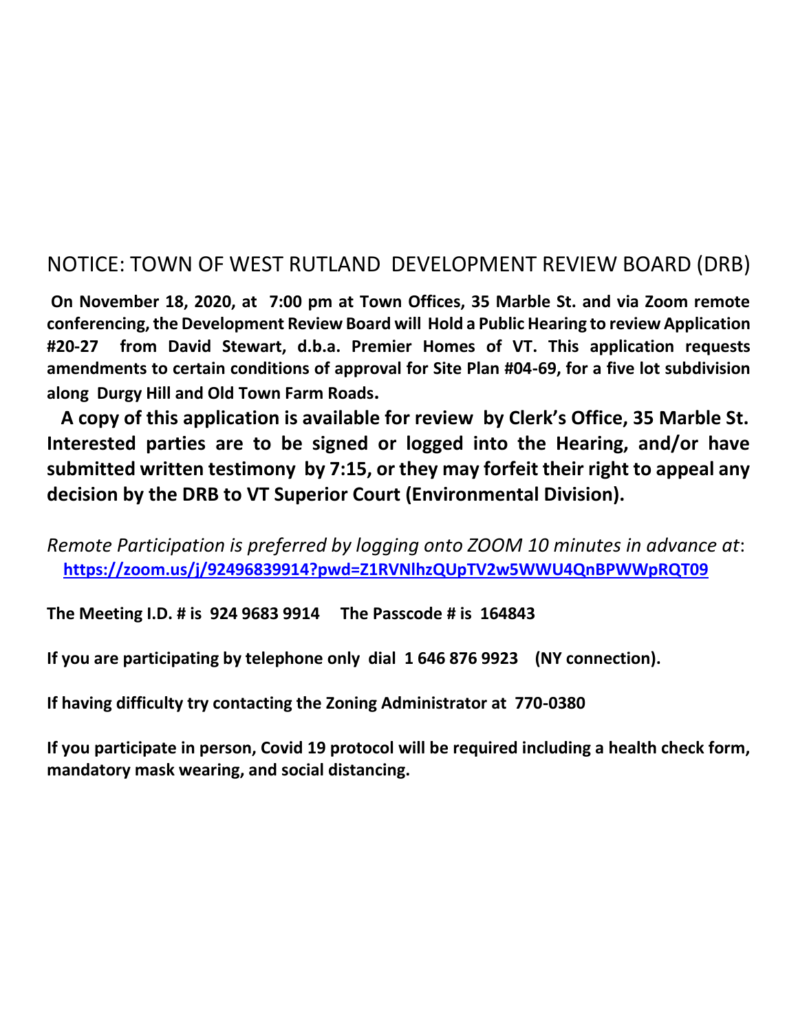# NOTICE: TOWN OF WEST RUTLAND DEVELOPMENT REVIEW BOARD (DRB)

**On November 18, 2020, at 7:00 pm at Town Offices, 35 Marble St. and via Zoom remote conferencing, the Development Review Board will Hold a Public Hearing to review Application #20-27 from David Stewart, d.b.a. Premier Homes of VT. This application requests amendments to certain conditions of approval for Site Plan #04-69, for a five lot subdivision along Durgy Hill and Old Town Farm Roads.**

**A copy of this application is available for review by Clerk's Office, 35 Marble St. Interested parties are to be signed or logged into the Hearing, and/or have submitted written testimony by 7:15, or they may forfeit their right to appeal any decision by the DRB to VT Superior Court (Environmental Division).**

*Remote Participation is preferred by logging onto ZOOM 10 minutes in advance at*:
**https://zoom.us/j/92496839914?pwd=Z1RVNlhzQUpTV2w5WWU4QnBPWWpRQT09**

**The Meeting I.D. # is 924 9683 9914 The Passcode # is 164843**

**If you are participating by telephone only dial 1 646 876 9923 (NY connection).**

**If having difficulty try contacting the Zoning Administrator at 770-0380**

**If you participate in person, Covid 19 protocol will be required including a health check form, mandatory mask wearing, and social distancing.**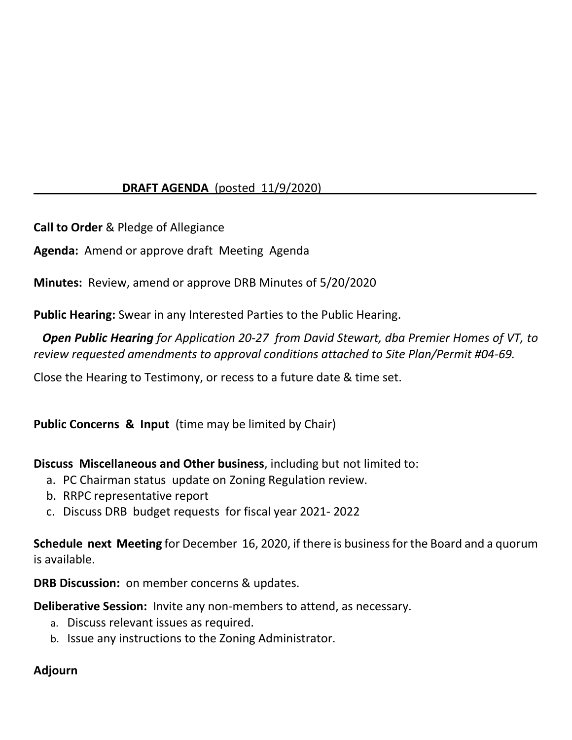**DRAFT AGENDA** (posted 11/9/2020)

**Call to Order** & Pledge of Allegiance

**Agenda:** Amend or approve draft Meeting Agenda

**Minutes:** Review, amend or approve DRB Minutes of 5/20/2020

**Public Hearing:** Swear in any Interested Parties to the Public Hearing.

***Open Public Hearing*** *for Application 20-27 from David Stewart, dba Premier Homes of VT, to review requested amendments to approval conditions attached to Site Plan/Permit #04-69.*

Close the Hearing to Testimony, or recess to a future date & time set.

**Public Concerns & Input** (time may be limited by Chair)

**Discuss Miscellaneous and Other business**, including but not limited to:

a. PC Chairman status update on Zoning Regulation review.
b. RRPC representative report
c. Discuss DRB budget requests for fiscal year 2021- 2022

**Schedule next Meeting** for December 16, 2020, if there is business for the Board and a quorum is available.

**DRB Discussion:** on member concerns & updates.

**Deliberative Session:** Invite any non-members to attend, as necessary.

a. Discuss relevant issues as required.
b. Issue any instructions to the Zoning Administrator.

**Adjourn**